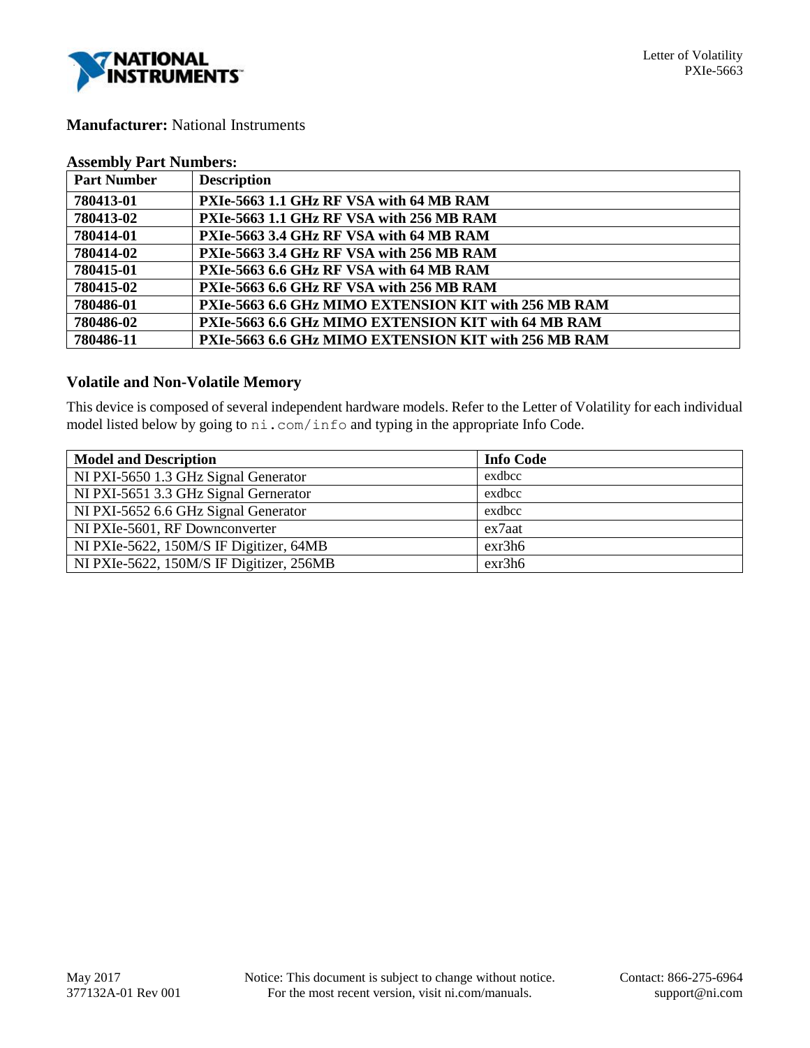**Manufacturer:** National Instruments

**Assembly Part Numbers:**

| Part Number | Description |
|---|---|
| **780413-01** | **PXIe-5663 1.1 GHz RF VSA with 64 MB RAM** |
| **780413-02** | **PXIe-5663 1.1 GHz RF VSA with 256 MB RAM** |
| **780414-01** | **PXIe-5663 3.4 GHz RF VSA with 64 MB RAM** |
| **780414-02** | **PXIe-5663 3.4 GHz RF VSA with 256 MB RAM** |
| **780415-01** | **PXIe-5663 6.6 GHz RF VSA with 64 MB RAM** |
| **780415-02** | **PXIe-5663 6.6 GHz RF VSA with 256 MB RAM** |
| **780486-01** | **PXIe-5663 6.6 GHz MIMO EXTENSION KIT with 256 MB RAM** |
| **780486-02** | **PXIe-5663 6.6 GHz MIMO EXTENSION KIT with 64 MB RAM** |
| **780486-11** | **PXIe-5663 6.6 GHz MIMO EXTENSION KIT with 256 MB RAM** |

## Volatile and Non-Volatile Memory

This device is composed of several independent hardware models. Refer to the Letter of Volatility for each individual model listed below by going to `ni.com/info` and typing in the appropriate Info Code.

| Model and Description | Info Code |
|---|---|
| NI PXI-5650 1.3 GHz Signal Generator | exdbcc |
| NI PXI-5651 3.3 GHz Signal Gernerator | exdbcc |
| NI PXI-5652 6.6 GHz Signal Generator | exdbcc |
| NI PXIe-5601, RF Downconverter | ex7aat |
| NI PXIe-5622, 150M/S IF Digitizer, 64MB | exr3h6 |
| NI PXIe-5622, 150M/S IF Digitizer, 256MB | exr3h6 |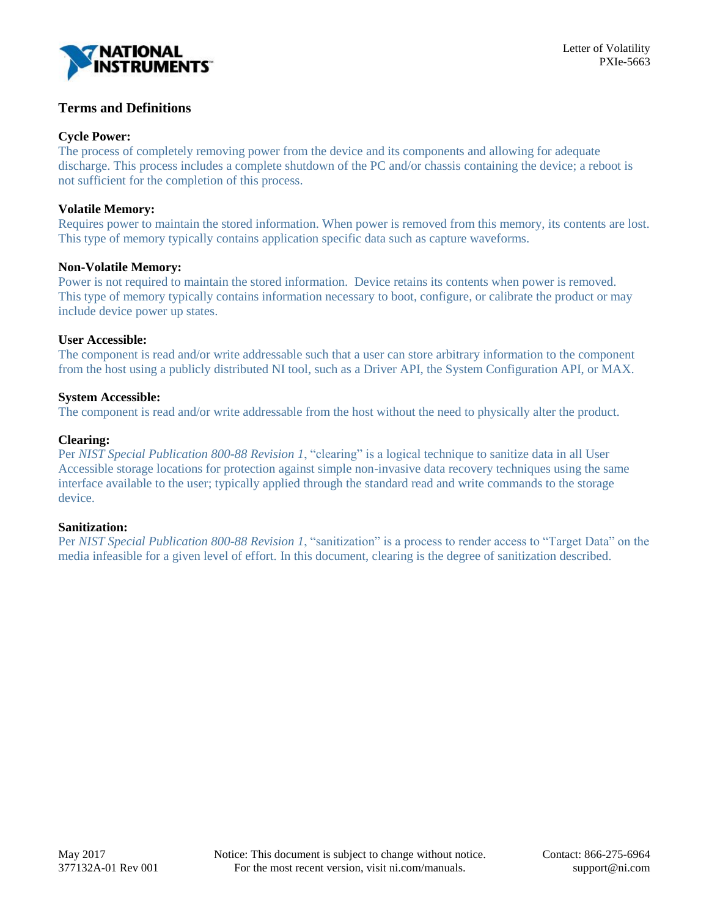## Terms and Definitions

**Cycle Power:**
The process of completely removing power from the device and its components and allowing for adequate discharge. This process includes a complete shutdown of the PC and/or chassis containing the device; a reboot is not sufficient for the completion of this process.

**Volatile Memory:**
Requires power to maintain the stored information. When power is removed from this memory, its contents are lost. This type of memory typically contains application specific data such as capture waveforms.

**Non-Volatile Memory:**
Power is not required to maintain the stored information. Device retains its contents when power is removed. This type of memory typically contains information necessary to boot, configure, or calibrate the product or may include device power up states.

**User Accessible:**
The component is read and/or write addressable such that a user can store arbitrary information to the component from the host using a publicly distributed NI tool, such as a Driver API, the System Configuration API, or MAX.

**System Accessible:**
The component is read and/or write addressable from the host without the need to physically alter the product.

**Clearing:**
Per *NIST Special Publication 800-88 Revision 1*, "clearing" is a logical technique to sanitize data in all User Accessible storage locations for protection against simple non-invasive data recovery techniques using the same interface available to the user; typically applied through the standard read and write commands to the storage device.

**Sanitization:**
Per *NIST Special Publication 800-88 Revision 1*, "sanitization" is a process to render access to "Target Data" on the media infeasible for a given level of effort. In this document, clearing is the degree of sanitization described.